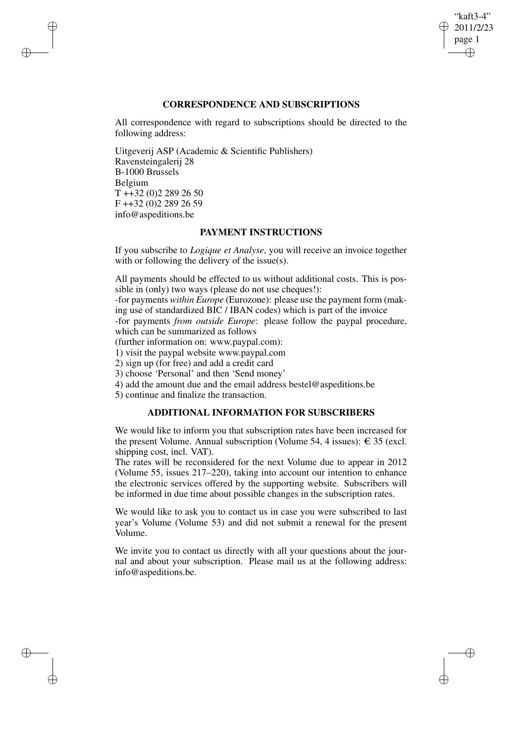## CORRESPONDENCE AND SUBSCRIPTIONS

All correspondence with regard to subscriptions should be directed to the following address:

Uitgeverij ASP (Academic & Scientific Publishers)
Ravensteingalerij 28
B-1000 Brussels
Belgium
T ++32 (0)2 289 26 50
F ++32 (0)2 289 26 59
info@aspeditions.be

## PAYMENT INSTRUCTIONS

If you subscribe to *Logique et Analyse*, you will receive an invoice together with or following the delivery of the issue(s).

All payments should be effected to us without additional costs. This is possible in (only) two ways (please do not use cheques!):
-for payments *within Europe* (Eurozone): please use the payment form (making use of standardized BIC / IBAN codes) which is part of the invoice
-for payments *from outside Europe*: please follow the paypal procedure, which can be summarized as follows
(further information on: www.paypal.com):
1) visit the paypal website www.paypal.com
2) sign up (for free) and add a credit card
3) choose 'Personal' and then 'Send money'
4) add the amount due and the email address bestel@aspeditions.be
5) continue and finalize the transaction.

## ADDITIONAL INFORMATION FOR SUBSCRIBERS

We would like to inform you that subscription rates have been increased for the present Volume. Annual subscription (Volume 54, 4 issues): € 35 (excl. shipping cost, incl. VAT).
The rates will be reconsidered for the next Volume due to appear in 2012 (Volume 55, issues 217–220), taking into account our intention to enhance the electronic services offered by the supporting website. Subscribers will be informed in due time about possible changes in the subscription rates.

We would like to ask you to contact us in case you were subscribed to last year's Volume (Volume 53) and did not submit a renewal for the present Volume.

We invite you to contact us directly with all your questions about the journal and about your subscription. Please mail us at the following address: info@aspeditions.be.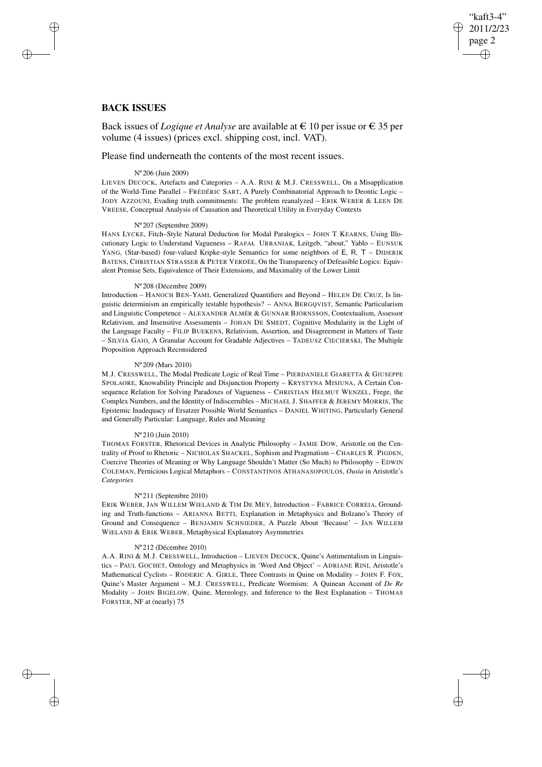## BACK ISSUES

Back issues of *Logique et Analyse* are available at € 10 per issue or € 35 per volume (4 issues) (prices excl. shipping cost, incl. VAT).

Please find underneath the contents of the most recent issues.

Nº 206 (Juin 2009)

LIEVEN DECOCK, Artefacts and Categories – A.A. RINI & M.J. CRESSWELL, On a Misapplication of the World-Time Parallel – FRÉDÉRIC SART, A Purely Combinatorial Approach to Deontic Logic – JODY AZZOUNI, Evading truth commitments: The problem reanalyzed – ERIK WEBER & LEEN DE VREESE, Conceptual Analysis of Causation and Theoretical Utility in Everyday Contexts

Nº 207 (Septembre 2009)

HANS LYCKE, Fitch–Style Natural Deduction for Modal Paralogics – JOHN T KEARNS, Using Illocutionary Logic to Understand Vagueness – RAFAŁ URBANIAK, Leitgeb, "about," Yablo – EUNSUK YANG, (Star-based) four-valued Kripke-style Semantics for some neighbors of E, R, T – DIDERIK BATENS, CHRISTIAN STRASSER & PETER VERDÉE, On the Transparency of Defeasible Logics: Equivalent Premise Sets, Equivalence of Their Extensions, and Maximality of the Lower Limit

Nº 208 (Décembre 2009)

Introduction – HANOCH BEN-YAMI, Generalized Quantifiers and Beyond – HELEN DE CRUZ, Is linguistic determinism an empirically testable hypothesis? – ANNA BERGQVIST, Semantic Particularism and Linguistic Competence – ALEXANDER ALMÉR & GUNNAR BJÖRNSSON, Contextualism, Assessor Relativism, and Insensitive Assessments – JOHAN DE SMEDT, Cognitive Modularity in the Light of the Language Faculty – FILIP BUEKENS, Relativism, Assertion, and Disagreement in Matters of Taste – SILVIA GAIO, A Granular Account for Gradable Adjectives – TADEUSZ CIECIERSKI, The Multiple Proposition Approach Reconsidered

Nº 209 (Mars 2010)

M.J. CRESSWELL, The Modal Predicate Logic of Real Time – PIERDANIELE GIARETTA & GIUSEPPE SPOLAORE, Knowability Principle and Disjunction Property – KRYSTYNA MISIUNA, A Certain Consequence Relation for Solving Paradoxes of Vagueness – CHRISTIAN HELMUT WENZEL, Frege, the Complex Numbers, and the Identity of Indiscernibles – MICHAEL J. SHAFFER & JEREMY MORRIS, The Epistemic Inadequacy of Ersatzer Possible World Semantics – DANIEL WHITING, Particularly General and Generally Particular: Language, Rules and Meaning

Nº 210 (Juin 2010)

THOMAS FORSTER, Rhetorical Devices in Analytic Philosophy – JAMIE DOW, Aristotle on the Centrality of Proof to Rhetoric – NICHOLAS SHACKEL, Sophism and Pragmatism – CHARLES R. PIGDEN, Coercive Theories of Meaning or Why Language Shouldn't Matter (So Much) to Philosophy – EDWIN COLEMAN, Pernicious Logical Metaphors – CONSTANTINOS ATHANASOPOULOS, *Ousia* in Aristotle's *Categories*

Nº 211 (Septembre 2010)

ERIK WEBER, JAN WILLEM WIELAND & TIM DE MEY, Introduction – FABRICE CORREIA, Grounding and Truth-functions – ARIANNA BETTI, Explanation in Metaphysics and Bolzano's Theory of Ground and Consequence – BENJAMIN SCHNIEDER, A Puzzle About 'Because' – JAN WILLEM WIELAND & ERIK WEBER, Metaphysical Explanatory Asymmetries

Nº 212 (Décembre 2010)

A.A. RINI & M.J. CRESSWELL, Introduction – LIEVEN DECOCK, Quine's Antimentalism in Linguistics – PAUL GOCHET, Ontology and Metaphysics in 'Word And Object' – ADRIANE RINI, Aristotle's Mathematical Cyclists – RODERIC A. GIRLE, Three Contrasts in Quine on Modality – JOHN F. FOX, Quine's Master Argument – M.J. CRESSWELL, Predicate Wormism: A Quinean Account of *De Re* Modality – JOHN BIGELOW, Quine, Mereology, and Inference to the Best Explanation – THOMAS FORSTER, NF at (nearly) 75